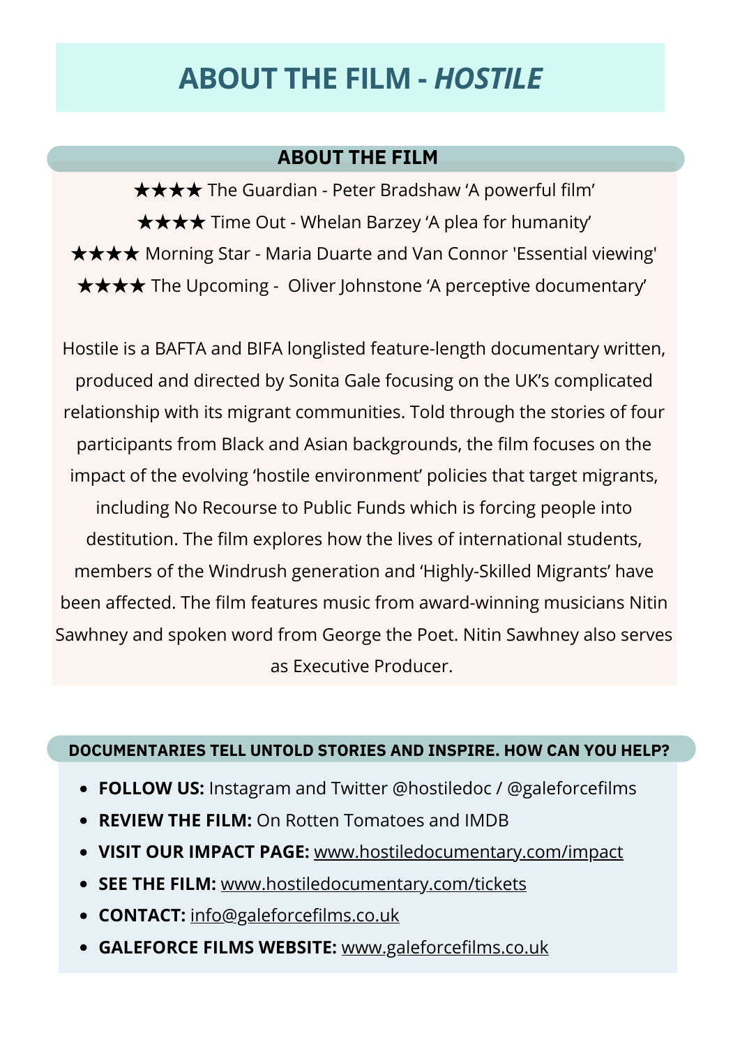# ABOUT THE FILM - *HOSTILE*

## ABOUT THE FILM

★★★★ The Guardian - Peter Bradshaw 'A powerful film'

★★★★ Time Out - Whelan Barzey 'A plea for humanity'

★★★★ Morning Star - Maria Duarte and Van Connor 'Essential viewing'

★★★★ The Upcoming - Oliver Johnstone 'A perceptive documentary'

Hostile is a BAFTA and BIFA longlisted feature-length documentary written, produced and directed by Sonita Gale focusing on the UK's complicated relationship with its migrant communities. Told through the stories of four participants from Black and Asian backgrounds, the film focuses on the impact of the evolving 'hostile environment' policies that target migrants, including No Recourse to Public Funds which is forcing people into destitution. The film explores how the lives of international students, members of the Windrush generation and 'Highly-Skilled Migrants' have been affected. The film features music from award-winning musicians Nitin Sawhney and spoken word from George the Poet. Nitin Sawhney also serves as Executive Producer.

## DOCUMENTARIES TELL UNTOLD STORIES AND INSPIRE. HOW CAN YOU HELP?

- **FOLLOW US:** Instagram and Twitter @hostiledoc / @galeforcefilms
- **REVIEW THE FILM:** On Rotten Tomatoes and IMDB
- **VISIT OUR IMPACT PAGE:** www.hostiledocumentary.com/impact
- **SEE THE FILM:** www.hostiledocumentary.com/tickets
- **CONTACT:** info@galeforcefilms.co.uk
- **GALEFORCE FILMS WEBSITE:** www.galeforcefilms.co.uk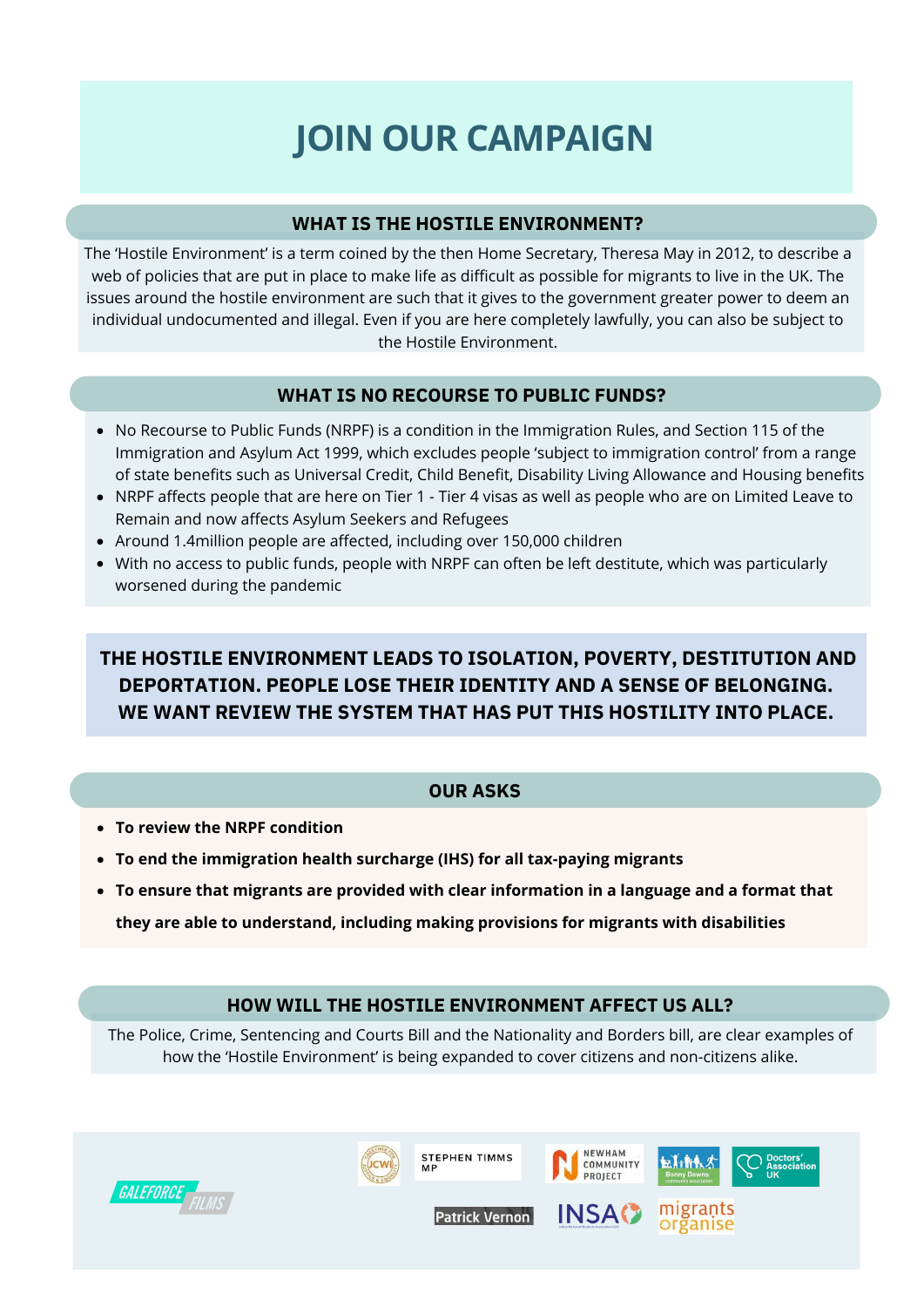# JOIN OUR CAMPAIGN

## WHAT IS THE HOSTILE ENVIRONMENT?

The 'Hostile Environment' is a term coined by the then Home Secretary, Theresa May in 2012, to describe a web of policies that are put in place to make life as difficult as possible for migrants to live in the UK. The issues around the hostile environment are such that it gives to the government greater power to deem an individual undocumented and illegal. Even if you are here completely lawfully, you can also be subject to the Hostile Environment.

## WHAT IS NO RECOURSE TO PUBLIC FUNDS?

- No Recourse to Public Funds (NRPF) is a condition in the Immigration Rules, and Section 115 of the Immigration and Asylum Act 1999, which excludes people 'subject to immigration control' from a range of state benefits such as Universal Credit, Child Benefit, Disability Living Allowance and Housing benefits
- NRPF affects people that are here on Tier 1 - Tier 4 visas as well as people who are on Limited Leave to Remain and now affects Asylum Seekers and Refugees
- Around 1.4million people are affected, including over 150,000 children
- With no access to public funds, people with NRPF can often be left destitute, which was particularly worsened during the pandemic

**THE HOSTILE ENVIRONMENT LEADS TO ISOLATION, POVERTY, DESTITUTION AND DEPORTATION. PEOPLE LOSE THEIR IDENTITY AND A SENSE OF BELONGING. WE WANT REVIEW THE SYSTEM THAT HAS PUT THIS HOSTILITY INTO PLACE.**

## OUR ASKS

- **To review the NRPF condition**
- **To end the immigration health surcharge (IHS) for all tax-paying migrants**
- **To ensure that migrants are provided with clear information in a language and a format that they are able to understand, including making provisions for migrants with disabilities**

## HOW WILL THE HOSTILE ENVIRONMENT AFFECT US ALL?

The Police, Crime, Sentencing and Courts Bill and the Nationality and Borders bill, are clear examples of how the 'Hostile Environment' is being expanded to cover citizens and non-citizens alike.

GALEFORCE FILMS

JCWI

STEPHEN TIMMS MP

NEWHAM COMMUNITY PROJECT

Bonny Downs community association

Doctors' Association UK

Patrick Vernon

INSA

migrants organise